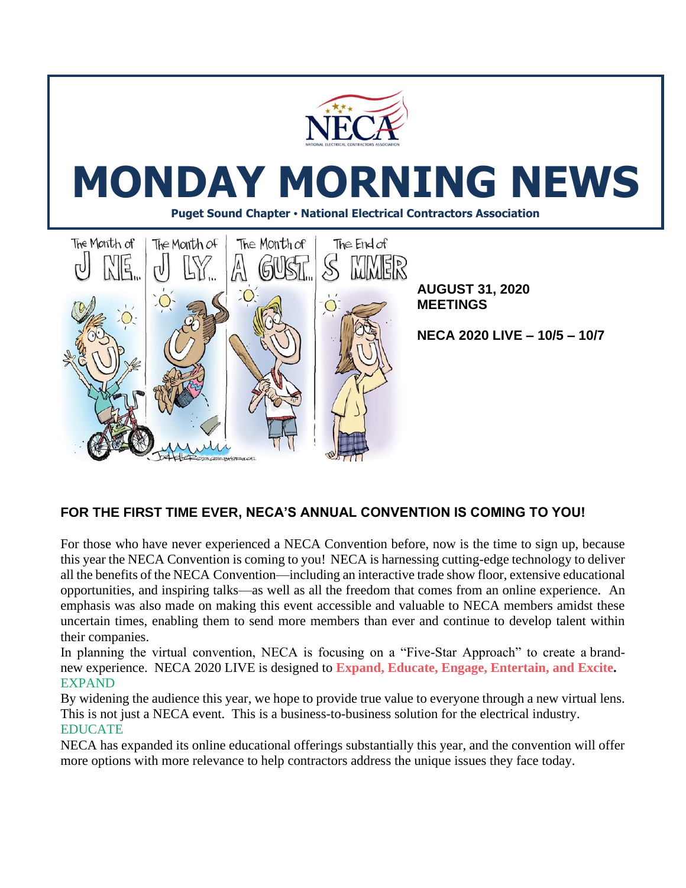# MONDAY MORNING NEWS

**Puget Sound Chapter • National Electrical Contractors Association**

**AUGUST 31, 2020**
**MEETINGS**

**NECA 2020 LIVE – 10/5 – 10/7**

## FOR THE FIRST TIME EVER, NECA'S ANNUAL CONVENTION IS COMING TO YOU!

For those who have never experienced a NECA Convention before, now is the time to sign up, because this year the NECA Convention is coming to you! NECA is harnessing cutting-edge technology to deliver all the benefits of the NECA Convention—including an interactive trade show floor, extensive educational opportunities, and inspiring talks—as well as all the freedom that comes from an online experience. An emphasis was also made on making this event accessible and valuable to NECA members amidst these uncertain times, enabling them to send more members than ever and continue to develop talent within their companies.

In planning the virtual convention, NECA is focusing on a "Five-Star Approach" to create a brand-new experience. NECA 2020 LIVE is designed to **Expand, Educate, Engage, Entertain, and Excite.**

EXPAND

By widening the audience this year, we hope to provide true value to everyone through a new virtual lens. This is not just a NECA event. This is a business-to-business solution for the electrical industry.

EDUCATE

NECA has expanded its online educational offerings substantially this year, and the convention will offer more options with more relevance to help contractors address the unique issues they face today.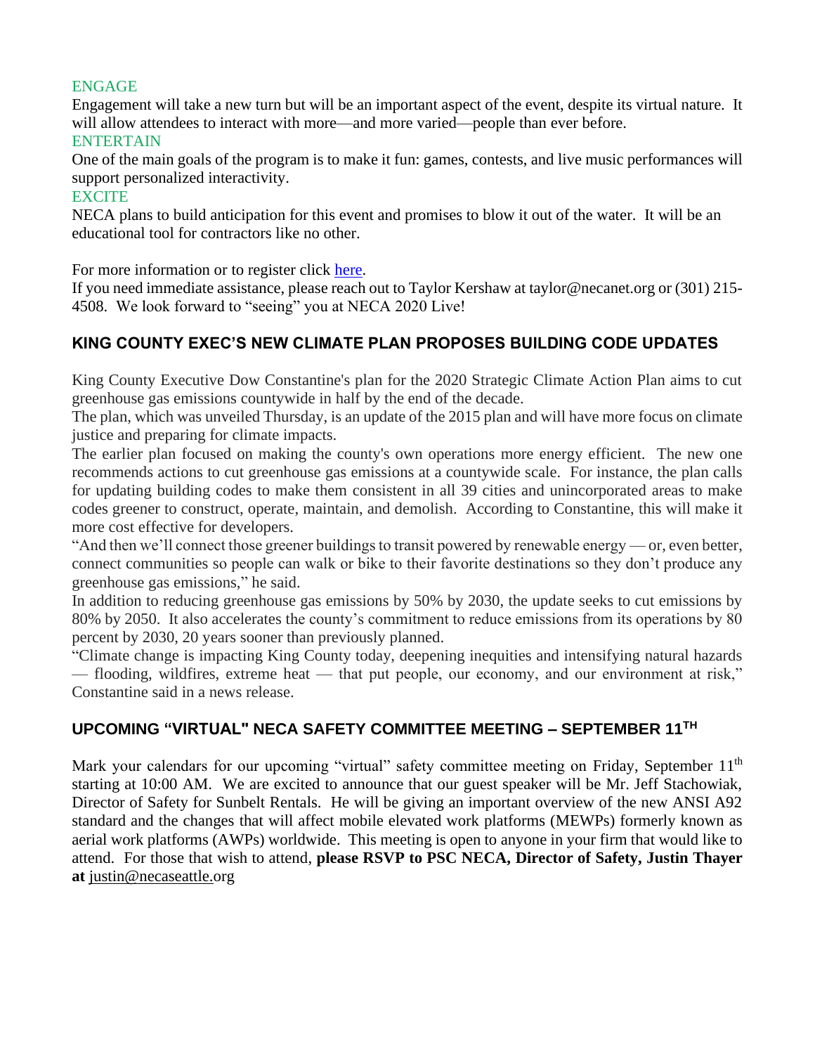ENGAGE

Engagement will take a new turn but will be an important aspect of the event, despite its virtual nature. It will allow attendees to interact with more—and more varied—people than ever before.

ENTERTAIN

One of the main goals of the program is to make it fun: games, contests, and live music performances will support personalized interactivity.

EXCITE

NECA plans to build anticipation for this event and promises to blow it out of the water. It will be an educational tool for contractors like no other.

For more information or to register click here.

If you need immediate assistance, please reach out to Taylor Kershaw at taylor@necanet.org or (301) 215-4508. We look forward to "seeing" you at NECA 2020 Live!

## KING COUNTY EXEC'S NEW CLIMATE PLAN PROPOSES BUILDING CODE UPDATES

King County Executive Dow Constantine's plan for the 2020 Strategic Climate Action Plan aims to cut greenhouse gas emissions countywide in half by the end of the decade.

The plan, which was unveiled Thursday, is an update of the 2015 plan and will have more focus on climate justice and preparing for climate impacts.

The earlier plan focused on making the county's own operations more energy efficient. The new one recommends actions to cut greenhouse gas emissions at a countywide scale. For instance, the plan calls for updating building codes to make them consistent in all 39 cities and unincorporated areas to make codes greener to construct, operate, maintain, and demolish. According to Constantine, this will make it more cost effective for developers.

"And then we'll connect those greener buildings to transit powered by renewable energy — or, even better, connect communities so people can walk or bike to their favorite destinations so they don't produce any greenhouse gas emissions," he said.

In addition to reducing greenhouse gas emissions by 50% by 2030, the update seeks to cut emissions by 80% by 2050. It also accelerates the county's commitment to reduce emissions from its operations by 80 percent by 2030, 20 years sooner than previously planned.

"Climate change is impacting King County today, deepening inequities and intensifying natural hazards — flooding, wildfires, extreme heat — that put people, our economy, and our environment at risk," Constantine said in a news release.

## UPCOMING "VIRTUAL" NECA SAFETY COMMITTEE MEETING – SEPTEMBER 11TH

Mark your calendars for our upcoming "virtual" safety committee meeting on Friday, September 11th starting at 10:00 AM. We are excited to announce that our guest speaker will be Mr. Jeff Stachowiak, Director of Safety for Sunbelt Rentals. He will be giving an important overview of the new ANSI A92 standard and the changes that will affect mobile elevated work platforms (MEWPs) formerly known as aerial work platforms (AWPs) worldwide. This meeting is open to anyone in your firm that would like to attend. For those that wish to attend, **please RSVP to PSC NECA, Director of Safety, Justin Thayer at** justin@necaseattle.org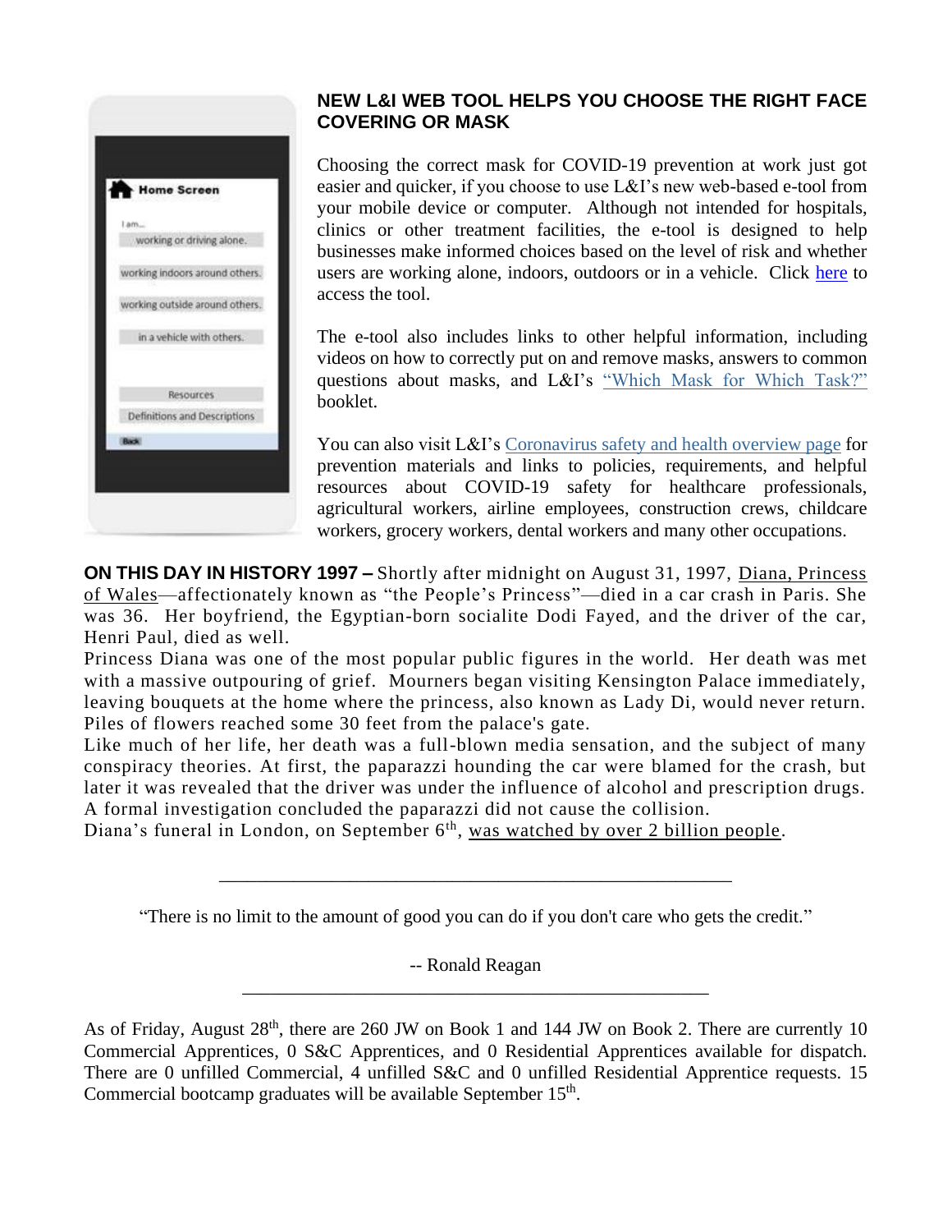## NEW L&I WEB TOOL HELPS YOU CHOOSE THE RIGHT FACE COVERING OR MASK

Choosing the correct mask for COVID-19 prevention at work just got easier and quicker, if you choose to use L&I's new web-based e-tool from your mobile device or computer. Although not intended for hospitals, clinics or other treatment facilities, the e-tool is designed to help businesses make informed choices based on the level of risk and whether users are working alone, indoors, outdoors or in a vehicle. Click here to access the tool.

The e-tool also includes links to other helpful information, including videos on how to correctly put on and remove masks, answers to common questions about masks, and L&I's "Which Mask for Which Task?" booklet.

You can also visit L&I's Coronavirus safety and health overview page for prevention materials and links to policies, requirements, and helpful resources about COVID-19 safety for healthcare professionals, agricultural workers, airline employees, construction crews, childcare workers, grocery workers, dental workers and many other occupations.

**ON THIS DAY IN HISTORY 1997 –** Shortly after midnight on August 31, 1997, Diana, Princess of Wales—affectionately known as "the People's Princess"—died in a car crash in Paris. She was 36. Her boyfriend, the Egyptian-born socialite Dodi Fayed, and the driver of the car, Henri Paul, died as well.

Princess Diana was one of the most popular public figures in the world. Her death was met with a massive outpouring of grief. Mourners began visiting Kensington Palace immediately, leaving bouquets at the home where the princess, also known as Lady Di, would never return. Piles of flowers reached some 30 feet from the palace's gate.

Like much of her life, her death was a full-blown media sensation, and the subject of many conspiracy theories. At first, the paparazzi hounding the car were blamed for the crash, but later it was revealed that the driver was under the influence of alcohol and prescription drugs. A formal investigation concluded the paparazzi did not cause the collision.

Diana's funeral in London, on September 6th, was watched by over 2 billion people.

---

"There is no limit to the amount of good you can do if you don't care who gets the credit."

-- Ronald Reagan

---

As of Friday, August 28th, there are 260 JW on Book 1 and 144 JW on Book 2. There are currently 10 Commercial Apprentices, 0 S&C Apprentices, and 0 Residential Apprentices available for dispatch. There are 0 unfilled Commercial, 4 unfilled S&C and 0 unfilled Residential Apprentice requests. 15 Commercial bootcamp graduates will be available September 15th.